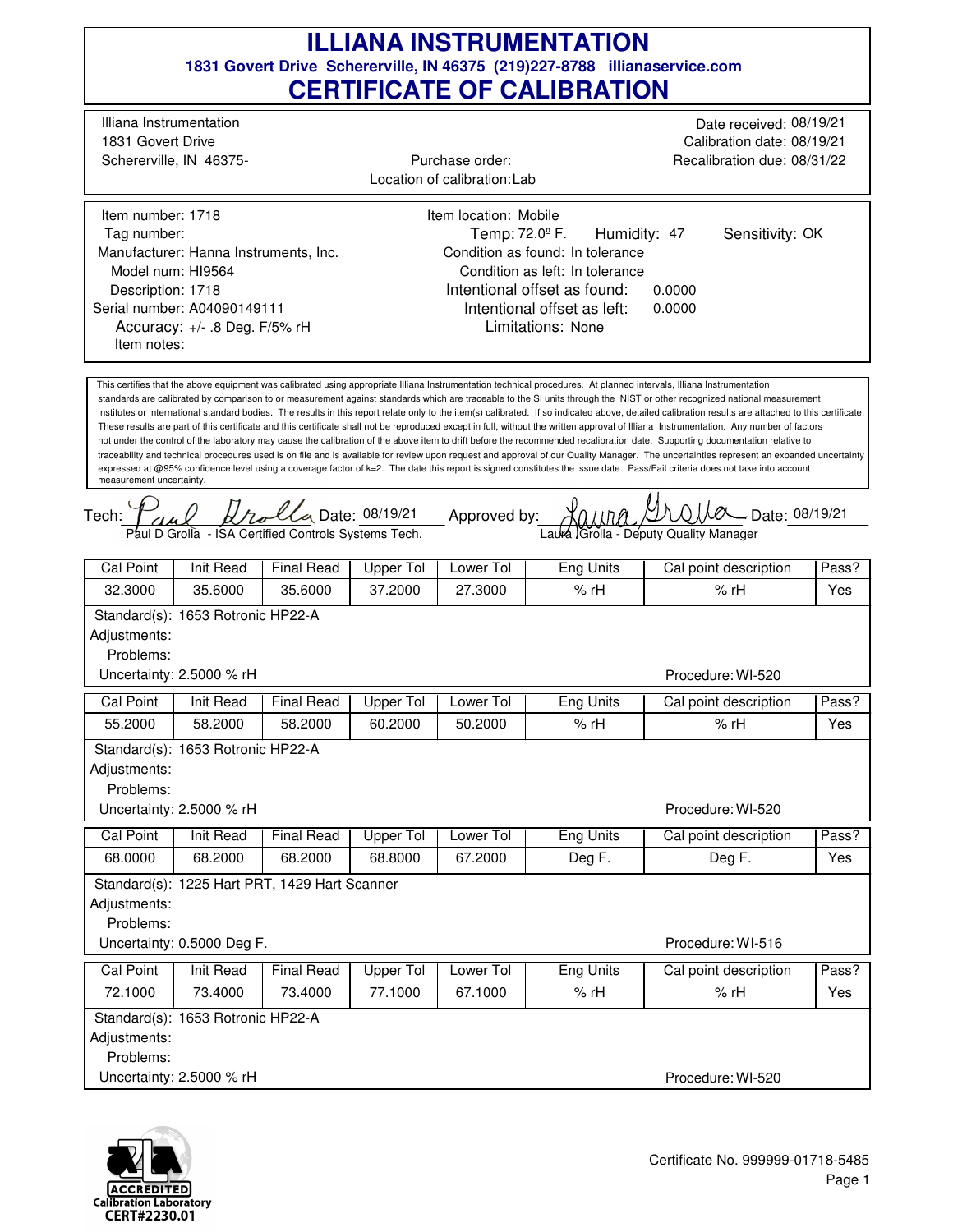# ILLIANA INSTRUMENTATION

**1831 Govert Drive Schererville, IN 46375 (219)227-8788 illianaservice.com**

# CERTIFICATE OF CALIBRATION

Illiana Instrumentation
1831 Govert Drive
Schererville, IN 46375-

Purchase order:
Location of calibration: Lab

Date received: 08/19/21
Calibration date: 08/19/21
Recalibration due: 08/31/22

Item number: 1718
Tag number:
Manufacturer: Hanna Instruments, Inc.
Model num: HI9564
Description: 1718
Serial number: A04090149111
Accuracy: +/- .8 Deg. F/5% rH
Item notes:

Item location: Mobile
Temp: 72.0º F. Humidity: 47 Sensitivity: OK
Condition as found: In tolerance
Condition as left: In tolerance
Intentional offset as found: 0.0000
Intentional offset as left: 0.0000
Limitations: None

This certifies that the above equipment was calibrated using appropriate Illiana Instrumentation technical procedures. At planned intervals, Illiana Instrumentation standards are calibrated by comparison to or measurement against standards which are traceable to the SI units through the NIST or other recognized national measurement institutes or international standard bodies. The results in this report relate only to the item(s) calibrated. If so indicated above, detailed calibration results are attached to this certificate. These results are part of this certificate and this certificate shall not be reproduced except in full, without the written approval of Illiana Instrumentation. Any number of factors not under the control of the laboratory may cause the calibration of the above item to drift before the recommended recalibration date. Supporting documentation relative to traceability and technical procedures used is on file and is available for review upon request and approval of our Quality Manager. The uncertainties represent an expanded uncertainty expressed at @95% confidence level using a coverage factor of k=2. The date this report is signed constitutes the issue date. Pass/Fail criteria does not take into account measurement uncertainty.

Tech: Paul D Grolla Date: 08/19/21
Paul D Grolla - ISA Certified Controls Systems Tech.

Approved by: Laura Grolla Date: 08/19/21
Laura Grolla - Deputy Quality Manager

| Cal Point | Init Read | Final Read | Upper Tol | Lower Tol | Eng Units | Cal point description | Pass? |
|---|---|---|---|---|---|---|---|
| 32.3000 | 35.6000 | 35.6000 | 37.2000 | 27.3000 | % rH | % rH | Yes |

Standard(s): 1653 Rotronic HP22-A
Adjustments:
Problems:
Uncertainty: 2.5000 % rH
Procedure: WI-520

| Cal Point | Init Read | Final Read | Upper Tol | Lower Tol | Eng Units | Cal point description | Pass? |
|---|---|---|---|---|---|---|---|
| 55.2000 | 58.2000 | 58.2000 | 60.2000 | 50.2000 | % rH | % rH | Yes |

Standard(s): 1653 Rotronic HP22-A
Adjustments:
Problems:
Uncertainty: 2.5000 % rH
Procedure: WI-520

| Cal Point | Init Read | Final Read | Upper Tol | Lower Tol | Eng Units | Cal point description | Pass? |
|---|---|---|---|---|---|---|---|
| 68.0000 | 68.2000 | 68.2000 | 68.8000 | 67.2000 | Deg F. | Deg F. | Yes |

Standard(s): 1225 Hart PRT, 1429 Hart Scanner
Adjustments:
Problems:
Uncertainty: 0.5000 Deg F.
Procedure: WI-516

| Cal Point | Init Read | Final Read | Upper Tol | Lower Tol | Eng Units | Cal point description | Pass? |
|---|---|---|---|---|---|---|---|
| 72.1000 | 73.4000 | 73.4000 | 77.1000 | 67.1000 | % rH | % rH | Yes |

Standard(s): 1653 Rotronic HP22-A
Adjustments:
Problems:
Uncertainty: 2.5000 % rH
Procedure: WI-520

ACCREDITED Calibration Laboratory CERT#2230.01

Certificate No. 999999-01718-5485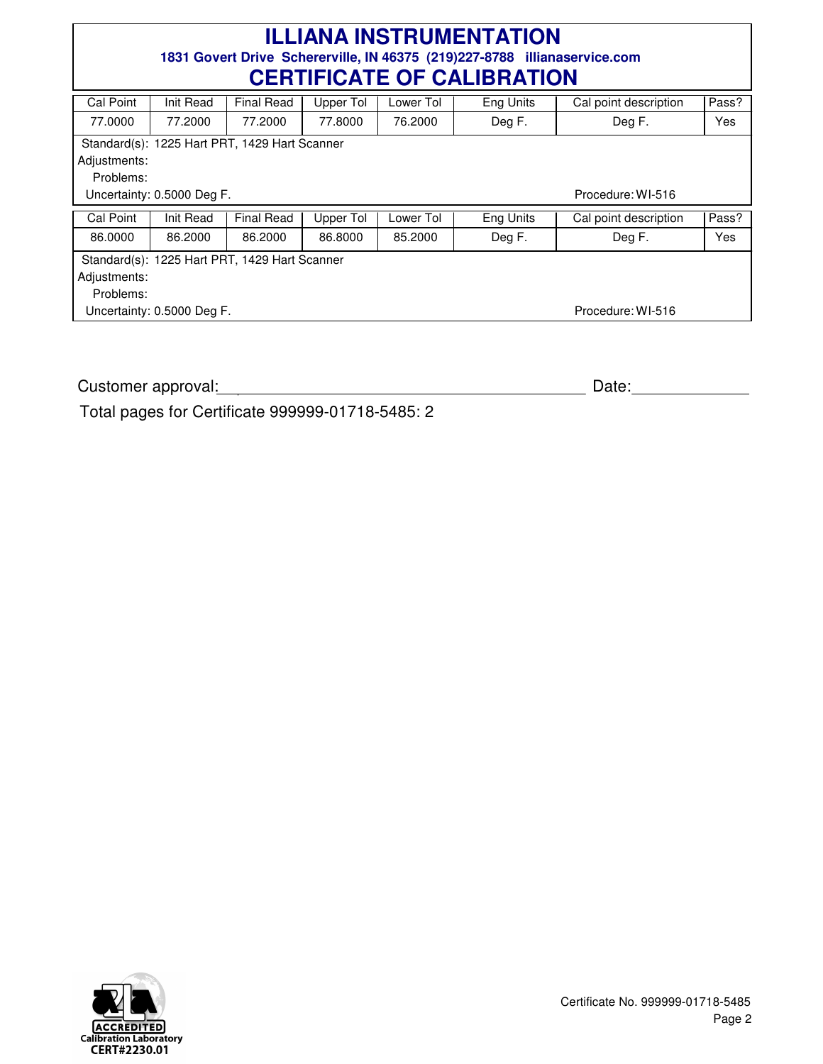# ILLIANA INSTRUMENTATION

**1831 Govert Drive Schererville, IN 46375 (219)227-8788 illianaservice.com**

## CERTIFICATE OF CALIBRATION

| Cal Point | Init Read | Final Read | Upper Tol | Lower Tol | Eng Units | Cal point description | Pass? |
|---|---|---|---|---|---|---|---|
| 77.0000 | 77.2000 | 77.2000 | 77.8000 | 76.2000 | Deg F. | Deg F. | Yes |

Standard(s): 1225 Hart PRT, 1429 Hart Scanner
Adjustments:
Problems:
Uncertainty: 0.5000 Deg F.    Procedure: WI-516

| Cal Point | Init Read | Final Read | Upper Tol | Lower Tol | Eng Units | Cal point description | Pass? |
|---|---|---|---|---|---|---|---|
| 86.0000 | 86.2000 | 86.2000 | 86.8000 | 85.2000 | Deg F. | Deg F. | Yes |

Standard(s): 1225 Hart PRT, 1429 Hart Scanner
Adjustments:
Problems:
Uncertainty: 0.5000 Deg F.    Procedure: WI-516

Customer approval:______________________________ Date:____________

Total pages for Certificate 999999-01718-5485: 2

ACCREDITED
Calibration Laboratory
CERT#2230.01

Certificate No. 999999-01718-5485